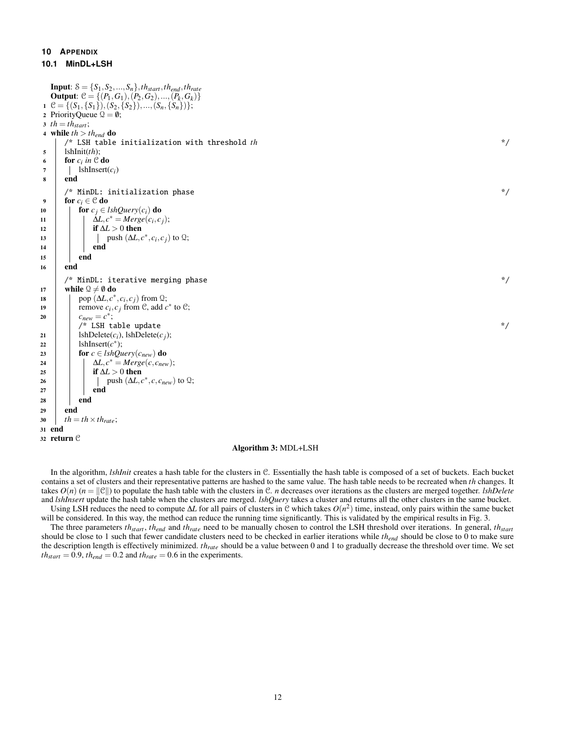## 10 APPENDIX

### 10.1 MinDL+LSH

```
    Input: S = {S_1, S_2, ..., S_n}, th_start, th_end, th_rate
    Output: C = {(P_1, G_1), (P_2, G_2), ..., (P_k, G_k)}
 1  C = {(S_1, {S_1}), (S_2, {S_2}), ..., (S_n, {S_n})};
 2  PriorityQueue Q = ∅;
 3  th = th_start;
 4  while th > th_end do
        /* LSH table initialization with threshold th                    */
 5      lshInit(th);
 6      for c_i in C do
 7          lshInsert(c_i)
 8      end
        /* MinDL: initialization phase                                   */
 9      for c_i ∈ C do
10          for c_j ∈ lshQuery(c_i) do
11              ΔL, c* = Merge(c_i, c_j);
12              if ΔL > 0 then
13                  push (ΔL, c*, c_i, c_j) to Q;
14              end
15          end
16      end
        /* MinDL: iterative merging phase                                */
17      while Q ≠ ∅ do
18          pop (ΔL, c*, c_i, c_j) from Q;
19          remove c_i, c_j from C, add c* to C;
20          c_new = c*;
            /* LSH table update                                          */
21          lshDelete(c_i), lshDelete(c_j);
22          lshInsert(c*);
23          for c ∈ lshQuery(c_new) do
24              ΔL, c* = Merge(c, c_new);
25              if ΔL > 0 then
26                  push (ΔL, c*, c, c_new) to Q;
27              end
28          end
29      end
30      th = th × th_rate;
31  end
32  return C
```

**Algorithm 3:** MDL+LSH

In the algorithm, *lshInit* creates a hash table for the clusters in $\mathcal{C}$. Essentially the hash table is composed of a set of buckets. Each bucket contains a set of clusters and their representative patterns are hashed to the same value. The hash table needs to be recreated when $th$ changes. It takes $O(n)$ ($n = \|\mathcal{C}\|$) to populate the hash table with the clusters in $\mathcal{C}$. $n$ decreases over iterations as the clusters are merged together. *lshDelete* and *lshInsert* update the hash table when the clusters are merged. *lshQuery* takes a cluster and returns all the other clusters in the same bucket.

Using LSH reduces the need to compute $\Delta L$ for all pairs of clusters in $\mathcal{C}$ which takes $O(n^2)$ time, instead, only pairs within the same bucket will be considered. In this way, the method can reduce the running time significantly. This is validated by the empirical results in Fig. 3.

The three parameters $th_{start}$, $th_{end}$ and $th_{rate}$ need to be manually chosen to control the LSH threshold over iterations. In general, $th_{start}$ should be close to 1 such that fewer candidate clusters need to be checked in earlier iterations while $th_{end}$ should be close to 0 to make sure the description length is effectively minimized. $th_{rate}$ should be a value between 0 and 1 to gradually decrease the threshold over time. We set $th_{start} = 0.9$, $th_{end} = 0.2$ and $th_{rate} = 0.6$ in the experiments.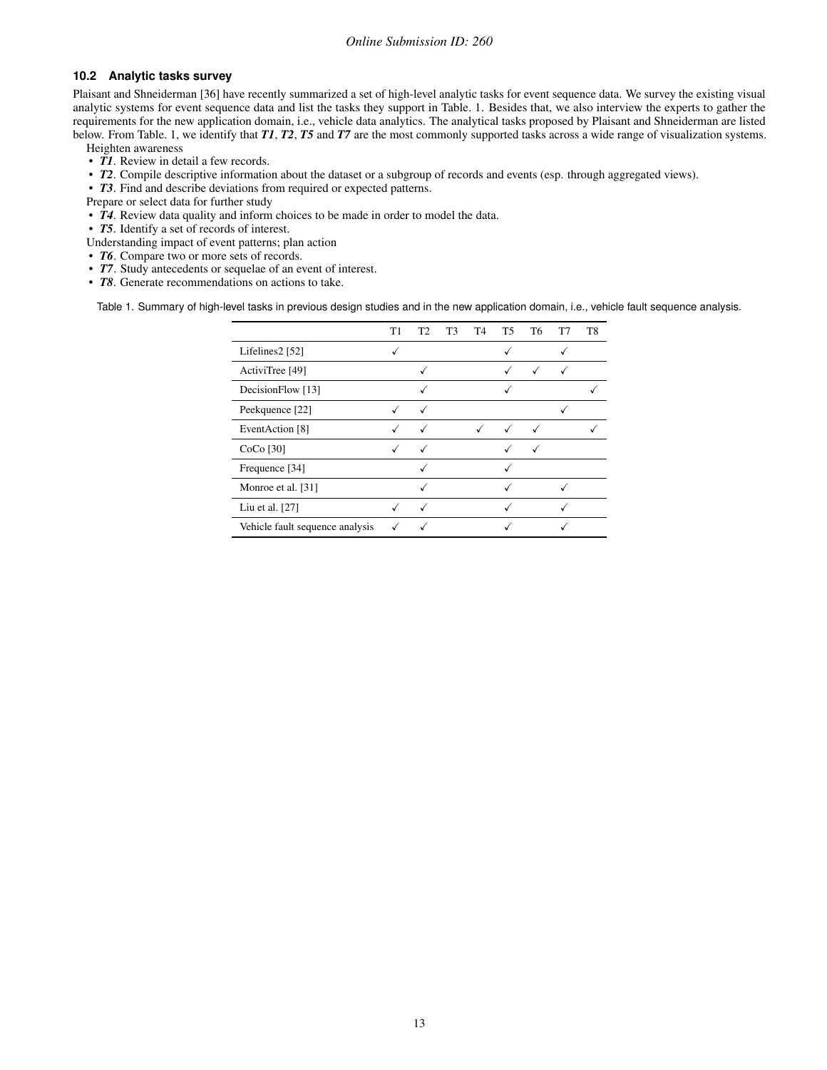### 10.2 Analytic tasks survey

Plaisant and Shneiderman [36] have recently summarized a set of high-level analytic tasks for event sequence data. We survey the existing visual analytic systems for event sequence data and list the tasks they support in Table. 1. Besides that, we also interview the experts to gather the requirements for the new application domain, i.e., vehicle data analytics. The analytical tasks proposed by Plaisant and Shneiderman are listed below. From Table. 1, we identify that ***T1***, ***T2***, ***T5*** and ***T7*** are the most commonly supported tasks across a wide range of visualization systems.

Heighten awareness

- ***T1***. Review in detail a few records.
- ***T2***. Compile descriptive information about the dataset or a subgroup of records and events (esp. through aggregated views).
- ***T3***. Find and describe deviations from required or expected patterns.

Prepare or select data for further study

- ***T4***. Review data quality and inform choices to be made in order to model the data.
- ***T5***. Identify a set of records of interest.

Understanding impact of event patterns; plan action

- ***T6***. Compare two or more sets of records.
- ***T7***. Study antecedents or sequelae of an event of interest.
- ***T8***. Generate recommendations on actions to take.

Table 1. Summary of high-level tasks in previous design studies and in the new application domain, i.e., vehicle fault sequence analysis.

| | T1 | T2 | T3 | T4 | T5 | T6 | T7 | T8 |
|---|---|---|---|---|---|---|---|---|
| Lifelines2 [52] | ✓ | | | | ✓ | | ✓ | |
| ActiviTree [49] | | ✓ | | | ✓ | ✓ | ✓ | |
| DecisionFlow [13] | | ✓ | | | ✓ | | | ✓ |
| Peekquence [22] | ✓ | ✓ | | | | | ✓ | |
| EventAction [8] | ✓ | ✓ | | ✓ | ✓ | ✓ | | ✓ |
| CoCo [30] | ✓ | ✓ | | | ✓ | ✓ | | |
| Frequence [34] | | ✓ | | | ✓ | | | |
| Monroe et al. [31] | | ✓ | | | ✓ | | ✓ | |
| Liu et al. [27] | ✓ | ✓ | | | ✓ | | ✓ | |
| Vehicle fault sequence analysis | ✓ | ✓ | | | ✓ | | ✓ | |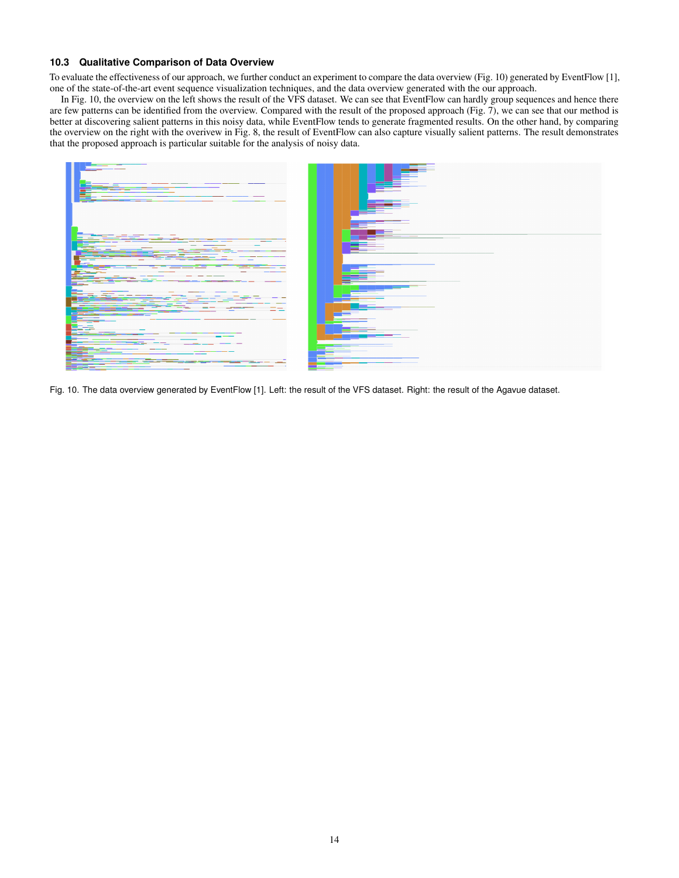### 10.3 Qualitative Comparison of Data Overview

To evaluate the effectiveness of our approach, we further conduct an experiment to compare the data overview (Fig. 10) generated by EventFlow [1], one of the state-of-the-art event sequence visualization techniques, and the data overview generated with the our approach.

In Fig. 10, the overview on the left shows the result of the VFS dataset. We can see that EventFlow can hardly group sequences and hence there are few patterns can be identified from the overview. Compared with the result of the proposed approach (Fig. 7), we can see that our method is better at discovering salient patterns in this noisy data, while EventFlow tends to generate fragmented results. On the other hand, by comparing the overview on the right with the overivew in Fig. 8, the result of EventFlow can also capture visually salient patterns. The result demonstrates that the proposed approach is particular suitable for the analysis of noisy data.

Fig. 10. The data overview generated by EventFlow [1]. Left: the result of the VFS dataset. Right: the result of the Agavue dataset.